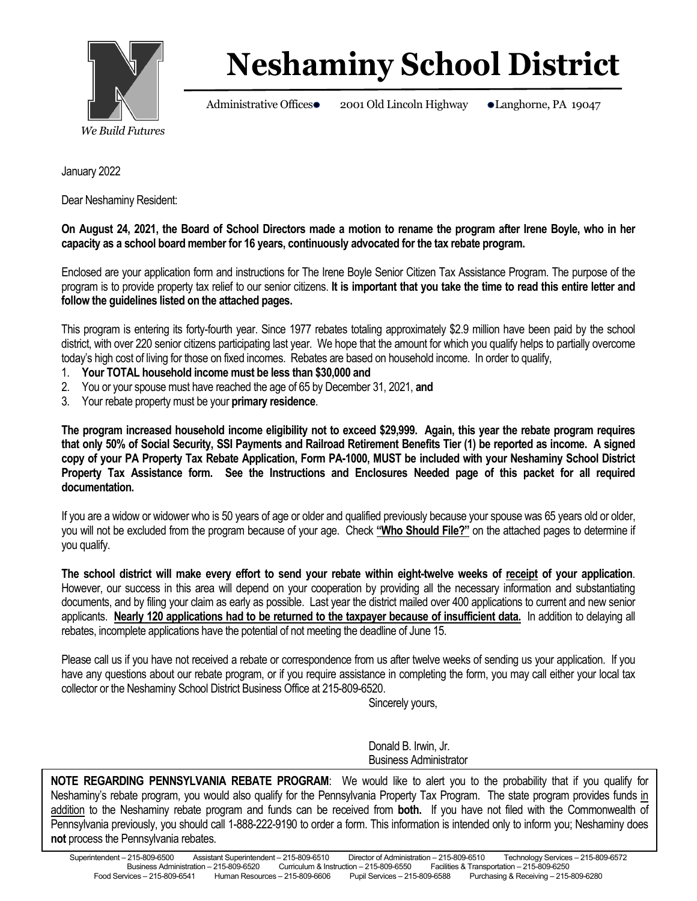# Neshaminy School District

Administrative Offices • 2001 Old Lincoln Highway • Langhorne, PA 19047

*We Build Futures*

January 2022

Dear Neshaminy Resident:

**On August 24, 2021, the Board of School Directors made a motion to rename the program after Irene Boyle, who in her capacity as a school board member for 16 years, continuously advocated for the tax rebate program.**

Enclosed are your application form and instructions for The Irene Boyle Senior Citizen Tax Assistance Program. The purpose of the program is to provide property tax relief to our senior citizens. **It is important that you take the time to read this entire letter and follow the guidelines listed on the attached pages.**

This program is entering its forty-fourth year. Since 1977 rebates totaling approximately $2.9 million have been paid by the school district, with over 220 senior citizens participating last year. We hope that the amount for which you qualify helps to partially overcome today's high cost of living for those on fixed incomes. Rebates are based on household income. In order to qualify,

1. **Your TOTAL household income must be less than $30,000 and**
2. You or your spouse must have reached the age of 65 by December 31, 2021, **and**
3. Your rebate property must be your **primary residence**.

**The program increased household income eligibility not to exceed $29,999. Again, this year the rebate program requires that only 50% of Social Security, SSI Payments and Railroad Retirement Benefits Tier (1) be reported as income. A signed copy of your PA Property Tax Rebate Application, Form PA-1000, MUST be included with your Neshaminy School District Property Tax Assistance form. See the Instructions and Enclosures Needed page of this packet for all required documentation.**

If you are a widow or widower who is 50 years of age or older and qualified previously because your spouse was 65 years old or older, you will not be excluded from the program because of your age. Check **"Who Should File?"** on the attached pages to determine if you qualify.

**The school district will make every effort to send your rebate within eight-twelve weeks of receipt of your application**. However, our success in this area will depend on your cooperation by providing all the necessary information and substantiating documents, and by filing your claim as early as possible. Last year the district mailed over 400 applications to current and new senior applicants. **Nearly 120 applications had to be returned to the taxpayer because of insufficient data.** In addition to delaying all rebates, incomplete applications have the potential of not meeting the deadline of June 15.

Please call us if you have not received a rebate or correspondence from us after twelve weeks of sending us your application. If you have any questions about our rebate program, or if you require assistance in completing the form, you may call either your local tax collector or the Neshaminy School District Business Office at 215-809-6520.

Sincerely yours,

Donald B. Irwin, Jr.
Business Administrator

**NOTE REGARDING PENNSYLVANIA REBATE PROGRAM**: We would like to alert you to the probability that if you qualify for Neshaminy's rebate program, you would also qualify for the Pennsylvania Property Tax Program. The state program provides funds in addition to the Neshaminy rebate program and funds can be received from **both.** If you have not filed with the Commonwealth of Pennsylvania previously, you should call 1-888-222-9190 to order a form. This information is intended only to inform you; Neshaminy does **not** process the Pennsylvania rebates.

Superintendent – 215-809-6500 Assistant Superintendent – 215-809-6510 Director of Administration – 215-809-6510 Technology Services – 215-809-6572
Business Administration – 215-809-6520 Curriculum & Instruction – 215-809-6550 Facilities & Transportation – 215-809-6250
Food Services – 215-809-6541 Human Resources – 215-809-6606 Pupil Services – 215-809-6588 Purchasing & Receiving – 215-809-6280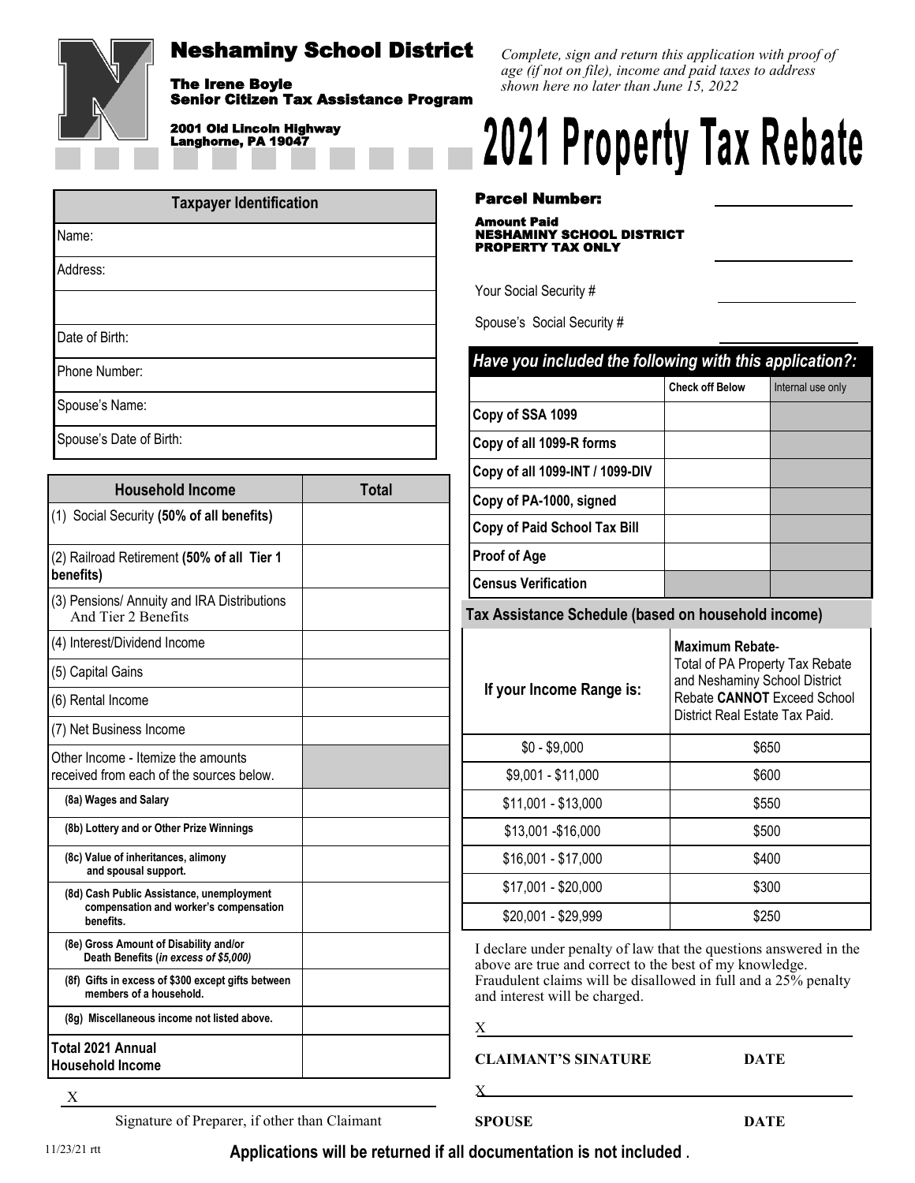# Neshaminy School District

**The Irene Boyle**
**Senior Citizen Tax Assistance Program**

**2001 Old Lincoln Highway**
**Langhorne, PA 19047**

*Complete, sign and return this application with proof of age (if not on file), income and paid taxes to address shown here no later than June 15, 2022*

# 2021 Property Tax Rebate

| Taxpayer Identification |
|---|
| Name: |
| Address: |
| |
| Date of Birth: |
| Phone Number: |
| Spouse's Name: |
| Spouse's Date of Birth: |

**Parcel Number:** ______________

**Amount Paid**
**NESHAMINY SCHOOL DISTRICT**
**PROPERTY TAX ONLY** ______________

Your Social Security # ______________

Spouse's Social Security # ______________

| Household Income | Total |
|---|---|
| (1) Social Security **(50% of all benefits)** | |
| (2) Railroad Retirement **(50% of all Tier 1 benefits)** | |
| (3) Pensions/ Annuity and IRA Distributions And Tier 2 Benefits | |
| (4) Interest/Dividend Income | |
| (5) Capital Gains | |
| (6) Rental Income | |
| (7) Net Business Income | |
| Other Income - Itemize the amounts received from each of the sources below. | |
| **(8a) Wages and Salary** | |
| **(8b) Lottery and or Other Prize Winnings** | |
| **(8c) Value of inheritances, alimony and spousal support.** | |
| **(8d) Cash Public Assistance, unemployment compensation and worker's compensation benefits.** | |
| **(8e) Gross Amount of Disability and/or Death Benefits (*in excess of $5,000)*** | |
| **(8f) Gifts in excess of $300 except gifts between members of a household.** | |
| **(8g) Miscellaneous income not listed above.** | |
| **Total 2021 Annual Household Income** | |

X ______________________________

Signature of Preparer, if other than Claimant

***Have you included the following with this application?:***

| | Check off Below | Internal use only |
|---|---|---|
| **Copy of SSA 1099** | | |
| **Copy of all 1099-R forms** | | |
| **Copy of all 1099-INT / 1099-DIV** | | |
| **Copy of PA-1000, signed** | | |
| **Copy of Paid School Tax Bill** | | |
| **Proof of Age** | | |
| **Census Verification** | | |

**Tax Assistance Schedule (based on household income)**

| If your Income Range is: | **Maximum Rebate**- Total of PA Property Tax Rebate and Neshaminy School District Rebate **CANNOT** Exceed School District Real Estate Tax Paid. |
|---|---|
| $0 - $9,000 | $650 |
| $9,001 - $11,000 | $600 |
| $11,001 - $13,000 | $550 |
| $13,001 -$16,000 | $500 |
| $16,001 - $17,000 | $400 |
| $17,001 - $20,000 | $300 |
| $20,001 - $29,999 | $250 |

I declare under penalty of law that the questions answered in the above are true and correct to the best of my knowledge. Fraudulent claims will be disallowed in full and a 25% penalty and interest will be charged.

X ______________________________

**CLAIMANT'S SINATURE** **DATE**

X ______________________________

**SPOUSE** **DATE**

11/23/21 rtt

**Applications will be returned if all documentation is not included** .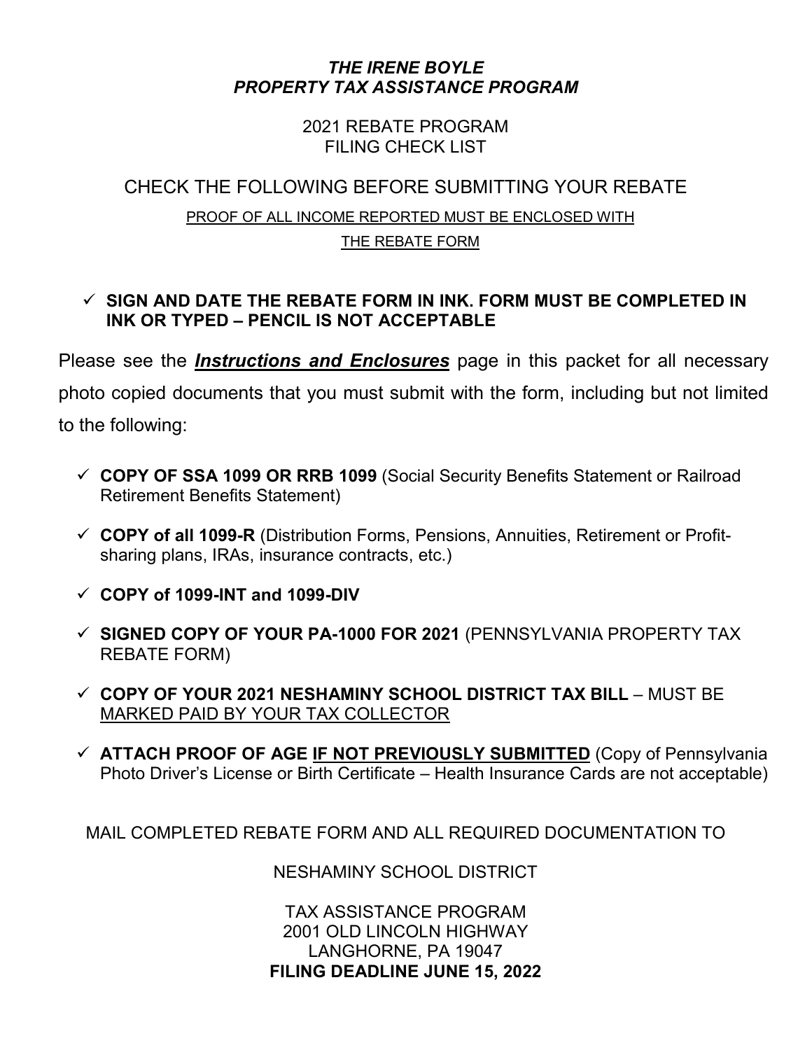# *THE IRENE BOYLE*
# *PROPERTY TAX ASSISTANCE PROGRAM*

2021 REBATE PROGRAM
FILING CHECK LIST

## CHECK THE FOLLOWING BEFORE SUBMITTING YOUR REBATE

<u>PROOF OF ALL INCOME REPORTED MUST BE ENCLOSED WITH THE REBATE FORM</u>

- ✓ **SIGN AND DATE THE REBATE FORM IN INK. FORM MUST BE COMPLETED IN INK OR TYPED – PENCIL IS NOT ACCEPTABLE**

Please see the ***<u>Instructions and Enclosures</u>*** page in this packet for all necessary photo copied documents that you must submit with the form, including but not limited to the following:

- ✓ **COPY OF SSA 1099 OR RRB 1099** (Social Security Benefits Statement or Railroad Retirement Benefits Statement)
- ✓ **COPY of all 1099-R** (Distribution Forms, Pensions, Annuities, Retirement or Profit-sharing plans, IRAs, insurance contracts, etc.)
- ✓ **COPY of 1099-INT and 1099-DIV**
- ✓ **SIGNED COPY OF YOUR PA-1000 FOR 2021** (PENNSYLVANIA PROPERTY TAX REBATE FORM)
- ✓ **COPY OF YOUR 2021 NESHAMINY SCHOOL DISTRICT TAX BILL** – MUST BE <u>MARKED PAID BY YOUR TAX COLLECTOR</u>
- ✓ **ATTACH PROOF OF AGE <u>IF NOT PREVIOUSLY SUBMITTED</u>** (Copy of Pennsylvania Photo Driver's License or Birth Certificate – Health Insurance Cards are not acceptable)

MAIL COMPLETED REBATE FORM AND ALL REQUIRED DOCUMENTATION TO

NESHAMINY SCHOOL DISTRICT

TAX ASSISTANCE PROGRAM
2001 OLD LINCOLN HIGHWAY
LANGHORNE, PA 19047
**FILING DEADLINE JUNE 15, 2022**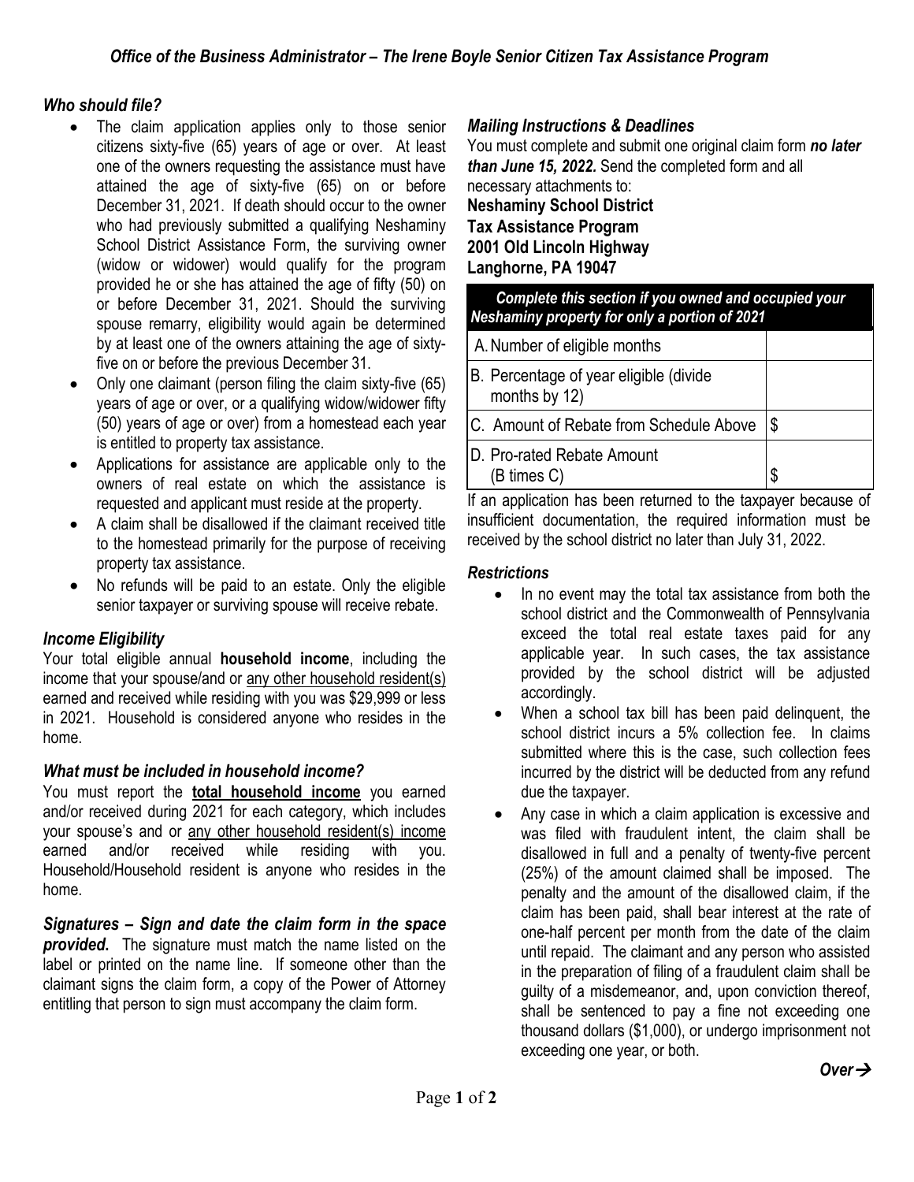## *Office of the Business Administrator – The Irene Boyle Senior Citizen Tax Assistance Program*

### *Who should file?*

- The claim application applies only to those senior citizens sixty-five (65) years of age or over. At least one of the owners requesting the assistance must have attained the age of sixty-five (65) on or before December 31, 2021. If death should occur to the owner who had previously submitted a qualifying Neshaminy School District Assistance Form, the surviving owner (widow or widower) would qualify for the program provided he or she has attained the age of fifty (50) on or before December 31, 2021. Should the surviving spouse remarry, eligibility would again be determined by at least one of the owners attaining the age of sixty-five on or before the previous December 31.
- Only one claimant (person filing the claim sixty-five (65) years of age or over, or a qualifying widow/widower fifty (50) years of age or over) from a homestead each year is entitled to property tax assistance.
- Applications for assistance are applicable only to the owners of real estate on which the assistance is requested and applicant must reside at the property.
- A claim shall be disallowed if the claimant received title to the homestead primarily for the purpose of receiving property tax assistance.
- No refunds will be paid to an estate. Only the eligible senior taxpayer or surviving spouse will receive rebate.

### *Income Eligibility*

Your total eligible annual **household income**, including the income that your spouse/and or any other household resident(s) earned and received while residing with you was $29,999 or less in 2021. Household is considered anyone who resides in the home.

### *What must be included in household income?*

You must report the **total household income** you earned and/or received during 2021 for each category, which includes your spouse's and or any other household resident(s) income earned and/or received while residing with you. Household/Household resident is anyone who resides in the home.

***Signatures – Sign and date the claim form in the space provided.*** The signature must match the name listed on the label or printed on the name line. If someone other than the claimant signs the claim form, a copy of the Power of Attorney entitling that person to sign must accompany the claim form.

### *Mailing Instructions & Deadlines*

You must complete and submit one original claim form ***no later than June 15, 2022.*** Send the completed form and all necessary attachments to:

**Neshaminy School District**
**Tax Assistance Program**
**2001 Old Lincoln Highway**
**Langhorne, PA 19047**

| *Complete this section if you owned and occupied your Neshaminy property for only a portion of 2021* | |
|---|---|
| A. Number of eligible months | |
| B. Percentage of year eligible (divide months by 12) | |
| C. Amount of Rebate from Schedule Above | $ |
| D. Pro-rated Rebate Amount (B times C) | $ |

If an application has been returned to the taxpayer because of insufficient documentation, the required information must be received by the school district no later than July 31, 2022.

### *Restrictions*

- In no event may the total tax assistance from both the school district and the Commonwealth of Pennsylvania exceed the total real estate taxes paid for any applicable year. In such cases, the tax assistance provided by the school district will be adjusted accordingly.
- When a school tax bill has been paid delinquent, the school district incurs a 5% collection fee. In claims submitted where this is the case, such collection fees incurred by the district will be deducted from any refund due the taxpayer.
- Any case in which a claim application is excessive and was filed with fraudulent intent, the claim shall be disallowed in full and a penalty of twenty-five percent (25%) of the amount claimed shall be imposed. The penalty and the amount of the disallowed claim, if the claim has been paid, shall bear interest at the rate of one-half percent per month from the date of the claim until repaid. The claimant and any person who assisted in the preparation of filing of a fraudulent claim shall be guilty of a misdemeanor, and, upon conviction thereof, shall be sentenced to pay a fine not exceeding one thousand dollars ($1,000), or undergo imprisonment not exceeding one year, or both.

***Over→***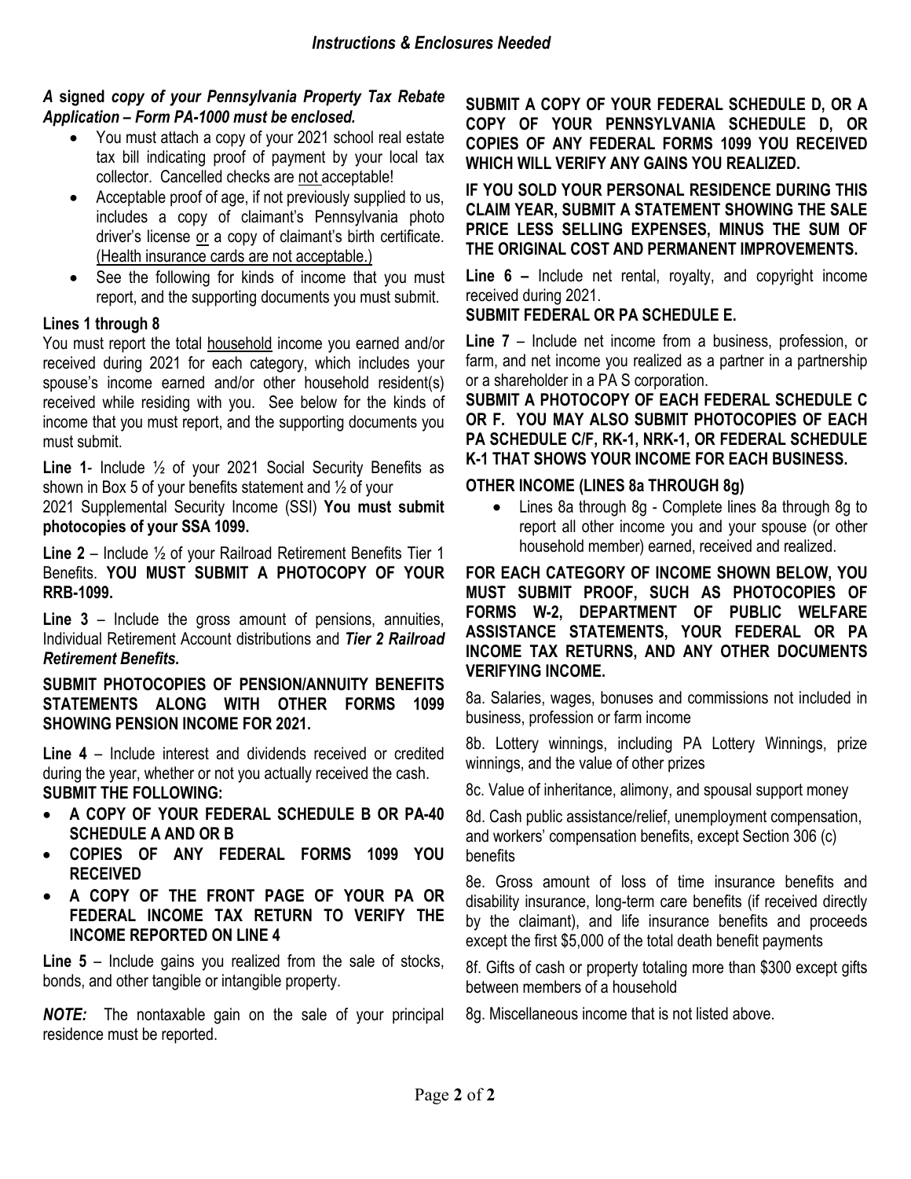## *Instructions & Enclosures Needed*

***A* signed *copy of your Pennsylvania Property Tax Rebate Application – Form PA-1000 must be enclosed.***

- You must attach a copy of your 2021 school real estate tax bill indicating proof of payment by your local tax collector. Cancelled checks are not acceptable!
- Acceptable proof of age, if not previously supplied to us, includes a copy of claimant's Pennsylvania photo driver's license or a copy of claimant's birth certificate. (Health insurance cards are not acceptable.)
- See the following for kinds of income that you must report, and the supporting documents you must submit.

### Lines 1 through 8

You must report the total household income you earned and/or received during 2021 for each category, which includes your spouse's income earned and/or other household resident(s) received while residing with you. See below for the kinds of income that you must report, and the supporting documents you must submit.

**Line 1**- Include ½ of your 2021 Social Security Benefits as shown in Box 5 of your benefits statement and ½ of your 2021 Supplemental Security Income (SSI) **You must submit photocopies of your SSA 1099.**

**Line 2** – Include ½ of your Railroad Retirement Benefits Tier 1 Benefits. **YOU MUST SUBMIT A PHOTOCOPY OF YOUR RRB-1099.**

**Line 3** – Include the gross amount of pensions, annuities, Individual Retirement Account distributions and ***Tier 2 Railroad Retirement Benefits.***

**SUBMIT PHOTOCOPIES OF PENSION/ANNUITY BENEFITS STATEMENTS ALONG WITH OTHER FORMS 1099 SHOWING PENSION INCOME FOR 2021.**

**Line 4** – Include interest and dividends received or credited during the year, whether or not you actually received the cash. **SUBMIT THE FOLLOWING:**

- **A COPY OF YOUR FEDERAL SCHEDULE B OR PA-40 SCHEDULE A AND OR B**
- **COPIES OF ANY FEDERAL FORMS 1099 YOU RECEIVED**
- **A COPY OF THE FRONT PAGE OF YOUR PA OR FEDERAL INCOME TAX RETURN TO VERIFY THE INCOME REPORTED ON LINE 4**

**Line 5** – Include gains you realized from the sale of stocks, bonds, and other tangible or intangible property.

***NOTE:*** The nontaxable gain on the sale of your principal residence must be reported.

**SUBMIT A COPY OF YOUR FEDERAL SCHEDULE D, OR A COPY OF YOUR PENNSYLVANIA SCHEDULE D, OR COPIES OF ANY FEDERAL FORMS 1099 YOU RECEIVED WHICH WILL VERIFY ANY GAINS YOU REALIZED.**

**IF YOU SOLD YOUR PERSONAL RESIDENCE DURING THIS CLAIM YEAR, SUBMIT A STATEMENT SHOWING THE SALE PRICE LESS SELLING EXPENSES, MINUS THE SUM OF THE ORIGINAL COST AND PERMANENT IMPROVEMENTS.**

**Line 6 –** Include net rental, royalty, and copyright income received during 2021.

**SUBMIT FEDERAL OR PA SCHEDULE E.**

**Line 7** – Include net income from a business, profession, or farm, and net income you realized as a partner in a partnership or a shareholder in a PA S corporation.

**SUBMIT A PHOTOCOPY OF EACH FEDERAL SCHEDULE C OR F. YOU MAY ALSO SUBMIT PHOTOCOPIES OF EACH PA SCHEDULE C/F, RK-1, NRK-1, OR FEDERAL SCHEDULE K-1 THAT SHOWS YOUR INCOME FOR EACH BUSINESS.**

### OTHER INCOME (LINES 8a THROUGH 8g)

- Lines 8a through 8g - Complete lines 8a through 8g to report all other income you and your spouse (or other household member) earned, received and realized.

**FOR EACH CATEGORY OF INCOME SHOWN BELOW, YOU MUST SUBMIT PROOF, SUCH AS PHOTOCOPIES OF FORMS W-2, DEPARTMENT OF PUBLIC WELFARE ASSISTANCE STATEMENTS, YOUR FEDERAL OR PA INCOME TAX RETURNS, AND ANY OTHER DOCUMENTS VERIFYING INCOME.**

8a. Salaries, wages, bonuses and commissions not included in business, profession or farm income

8b. Lottery winnings, including PA Lottery Winnings, prize winnings, and the value of other prizes

8c. Value of inheritance, alimony, and spousal support money

8d. Cash public assistance/relief, unemployment compensation, and workers' compensation benefits, except Section 306 (c) benefits

8e. Gross amount of loss of time insurance benefits and disability insurance, long-term care benefits (if received directly by the claimant), and life insurance benefits and proceeds except the first $5,000 of the total death benefit payments

8f. Gifts of cash or property totaling more than $300 except gifts between members of a household

8g. Miscellaneous income that is not listed above.